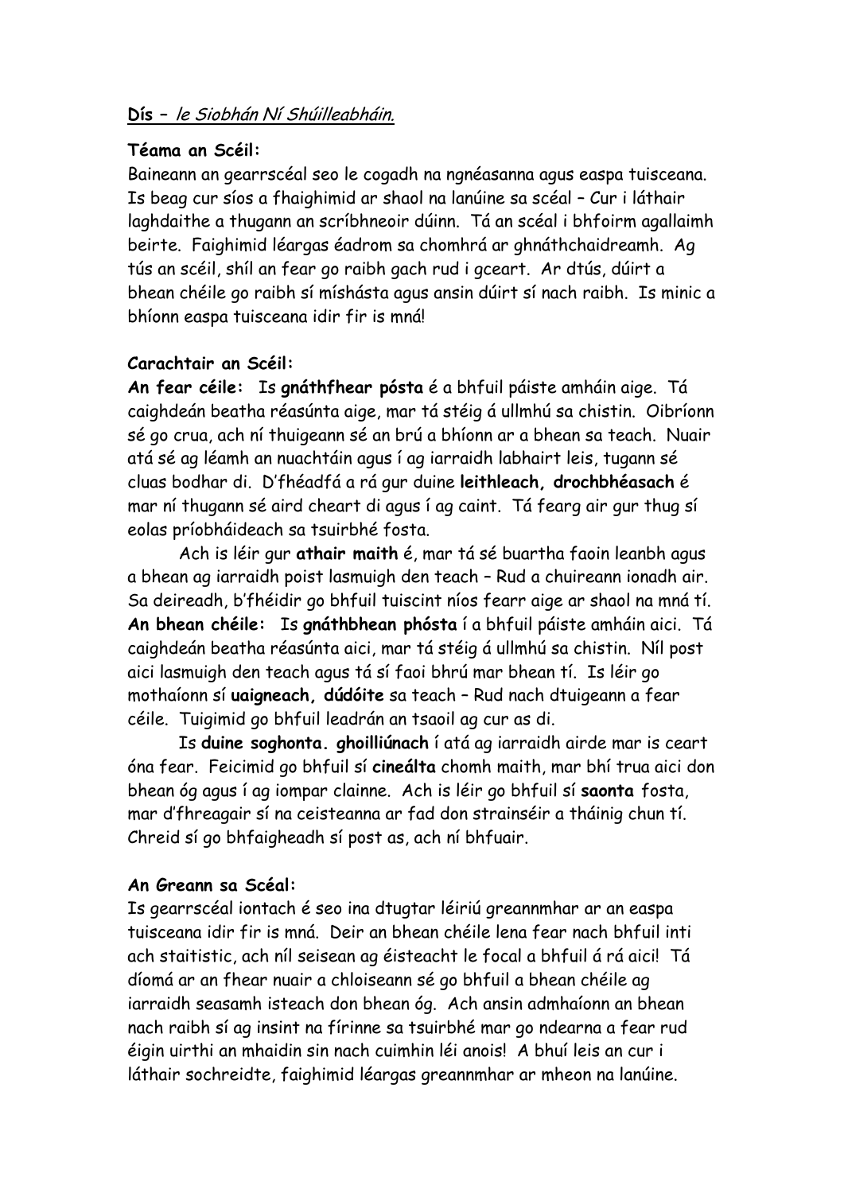**Dís** – *le Siobhán Ní Shúilleabháin.*

**Téama an Scéil:**

Baineann an gearrscéal seo le cogadh na ngnéasanna agus easpa tuisceana. Is beag cur síos a fhaighimid ar shaol na lanúine sa scéal – Cur i láthair laghdaithe a thugann an scríbhneoir dúinn. Tá an scéal i bhfoirm agallaimh beirte. Faighimid léargas éadrom sa chomhrá ar ghnáthchaidreamh. Ag tús an scéil, shíl an fear go raibh gach rud i gceart. Ar dtús, dúirt a bhean chéile go raibh sí míshásta agus ansin dúirt sí nach raibh. Is minic a bhíonn easpa tuisceana idir fir is mná!

**Carachtair an Scéil:**

**An fear céile:** Is **gnáthfhear pósta** é a bhfuil páiste amháin aige. Tá caighdeán beatha réasúnta aige, mar tá stéig á ullmhú sa chistin. Oibríonn sé go crua, ach ní thuigeann sé an brú a bhíonn ar a bhean sa teach. Nuair atá sé ag léamh an nuachtáin agus í ag iarraidh labhairt leis, tugann sé cluas bodhar di. D'fhéadfá a rá gur duine **leithleach, drochbhéasach** é mar ní thugann sé aird cheart di agus í ag caint. Tá fearg air gur thug sí eolas príobháideach sa tsuirbhé fosta.

Ach is léir gur **athair maith** é, mar tá sé buartha faoin leanbh agus a bhean ag iarraidh poist lasmuigh den teach – Rud a chuireann ionadh air. Sa deireadh, b'fhéidir go bhfuil tuiscint níos fearr aige ar shaol na mná tí.

**An bhean chéile:** Is **gnáthbhean phósta** í a bhfuil páiste amháin aici. Tá caighdeán beatha réasúnta aici, mar tá stéig á ullmhú sa chistin. Níl post aici lasmuigh den teach agus tá sí faoi bhrú mar bhean tí. Is léir go mothaíonn sí **uaigneach, dúdóite** sa teach – Rud nach dtuigeann a fear céile. Tuigimid go bhfuil leadrán an tsaoil ag cur as di.

Is **duine soghonta. ghoilliúnach** í atá ag iarraidh airde mar is ceart óna fear. Feicimid go bhfuil sí **cineálta** chomh maith, mar bhí trua aici don bhean óg agus í ag iompar clainne. Ach is léir go bhfuil sí **saonta** fosta, mar d'fhreagair sí na ceisteanna ar fad don strainséir a tháinig chun tí. Chreid sí go bhfaigheadh sí post as, ach ní bhfuair.

**An Greann sa Scéal:**

Is gearrscéal iontach é seo ina dtugtar léiriú greannmhar ar an easpa tuisceana idir fir is mná. Deir an bhean chéile lena fear nach bhfuil inti ach staitistic, ach níl seisean ag éisteacht le focal a bhfuil á rá aici! Tá díomá ar an fhear nuair a chloiseann sé go bhfuil a bhean chéile ag iarraidh seasamh isteach don bhean óg. Ach ansin admhaíonn an bhean nach raibh sí ag insint na fírinne sa tsuirbhé mar go ndearna a fear rud éigin uirthi an mhaidin sin nach cuimhin léi anois! A bhuí leis an cur i láthair sochreidte, faighimid léargas greannmhar ar mheon na lanúine.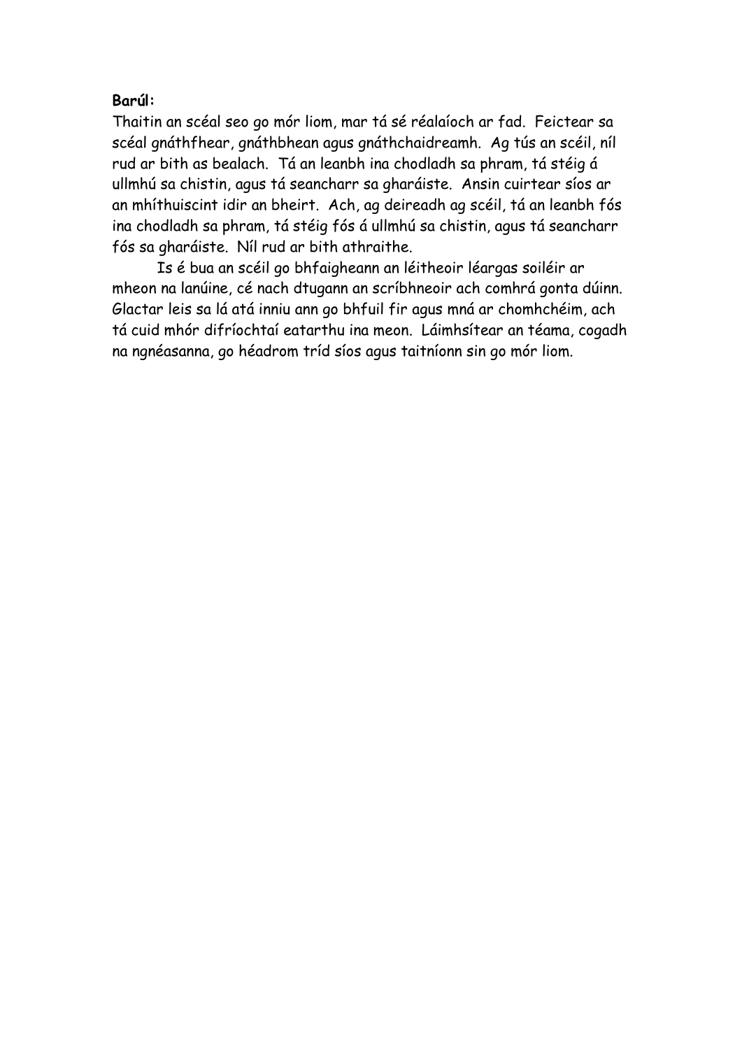**Barúl:**

Thaitin an scéal seo go mór liom, mar tá sé réalaíoch ar fad. Feictear sa scéal gnáthfhear, gnáthbhean agus gnáthchaidreamh. Ag tús an scéil, níl rud ar bith as bealach. Tá an leanbh ina chodladh sa phram, tá stéig á ullmhú sa chistin, agus tá seancharr sa gharáiste. Ansin cuirtear síos ar an mhíthuiscint idir an bheirt. Ach, ag deireadh ag scéil, tá an leanbh fós ina chodladh sa phram, tá stéig fós á ullmhú sa chistin, agus tá seancharr fós sa gharáiste. Níl rud ar bith athraithe.

Is é bua an scéil go bhfaigheann an léitheoir léargas soiléir ar mheon na lanúine, cé nach dtugann an scríbhneoir ach comhrá gonta dúinn. Glactar leis sa lá atá inniu ann go bhfuil fir agus mná ar chomhchéim, ach tá cuid mhór difríochtaí eatarthu ina meon. Láimhsítear an téama, cogadh na ngnéasanna, go héadrom tríd síos agus taitníonn sin go mór liom.